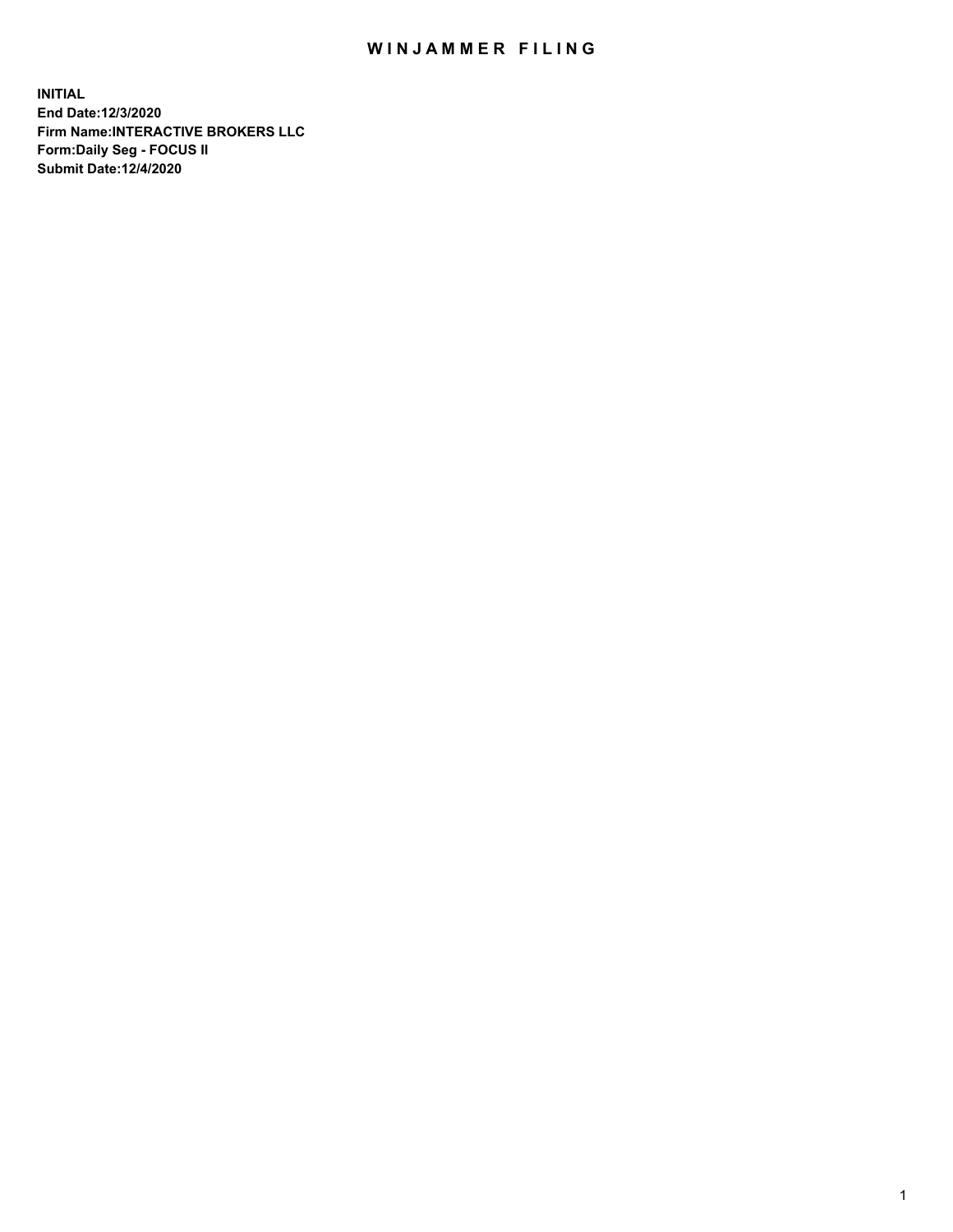# WINJAMMER FILING

**INITIAL**
**End Date:12/3/2020**
**Firm Name:INTERACTIVE BROKERS LLC**
**Form:Daily Seg - FOCUS II**
**Submit Date:12/4/2020**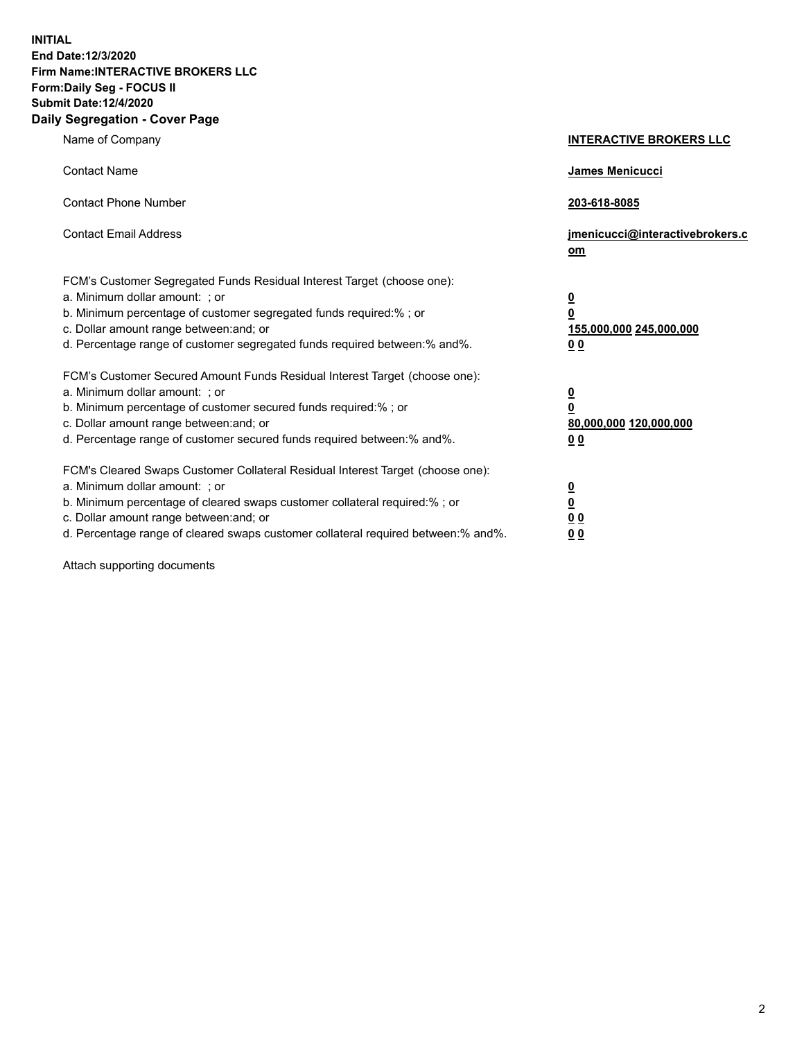**INITIAL**
**End Date:12/3/2020**
**Firm Name:INTERACTIVE BROKERS LLC**
**Form:Daily Seg - FOCUS II**
**Submit Date:12/4/2020**

## Daily Segregation - Cover Page

| | |
|---|---|
| Name of Company | **INTERACTIVE BROKERS LLC** |
| Contact Name | **James Menicucci** |
| Contact Phone Number | **203-618-8085** |
| Contact Email Address | **jmenicucci@interactivebrokers.com** |
| FCM's Customer Segregated Funds Residual Interest Target (choose one): | |
| a. Minimum dollar amount: ; or | **0** |
| b. Minimum percentage of customer segregated funds required:% ; or | **0** |
| c. Dollar amount range between:and; or | **155,000,000 245,000,000** |
| d. Percentage range of customer segregated funds required between:% and%. | **0 0** |
| FCM's Customer Secured Amount Funds Residual Interest Target (choose one): | |
| a. Minimum dollar amount: ; or | **0** |
| b. Minimum percentage of customer secured funds required:% ; or | **0** |
| c. Dollar amount range between:and; or | **80,000,000 120,000,000** |
| d. Percentage range of customer secured funds required between:% and%. | **0 0** |
| FCM's Cleared Swaps Customer Collateral Residual Interest Target (choose one): | |
| a. Minimum dollar amount: ; or | **0** |
| b. Minimum percentage of cleared swaps customer collateral required:% ; or | **0** |
| c. Dollar amount range between:and; or | **0 0** |
| d. Percentage range of cleared swaps customer collateral required between:% and%. | **0 0** |

Attach supporting documents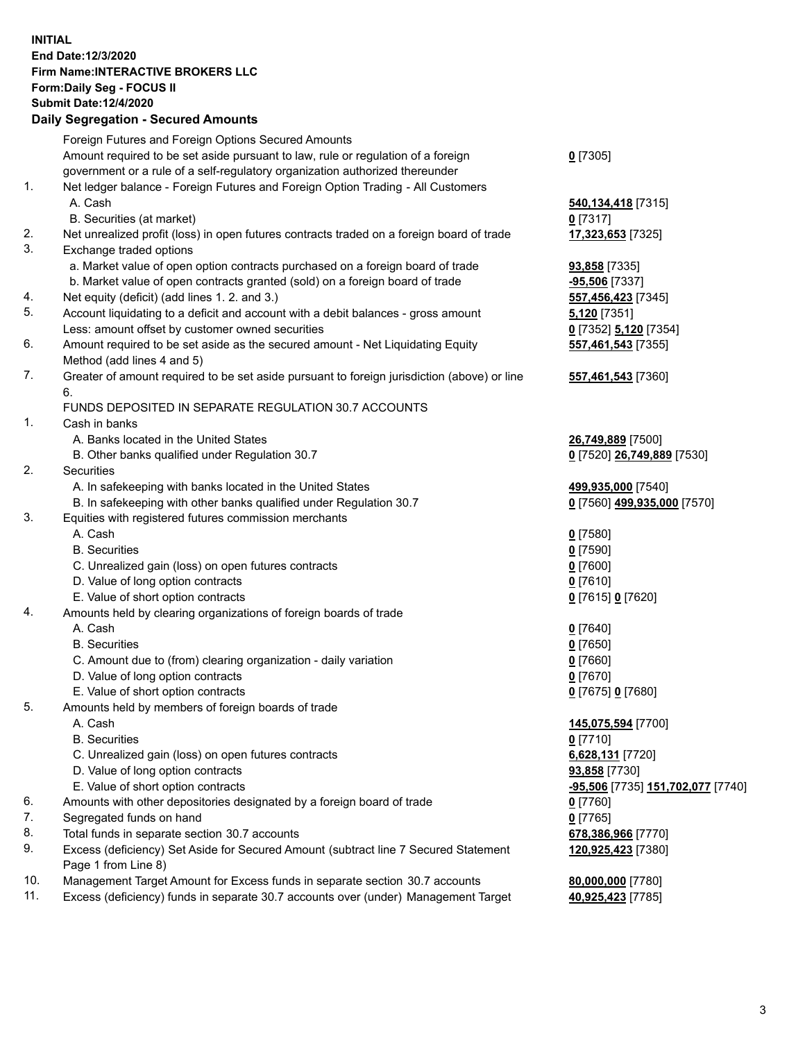**INITIAL**
**End Date:12/3/2020**
**Firm Name:INTERACTIVE BROKERS LLC**
**Form:Daily Seg - FOCUS II**
**Submit Date:12/4/2020**

## Daily Segregation - Secured Amounts

| | | |
|---|---|---|
| | Foreign Futures and Foreign Options Secured Amounts | |
| | Amount required to be set aside pursuant to law, rule or regulation of a foreign government or a rule of a self-regulatory organization authorized thereunder | **0** [7305] |
| 1. | Net ledger balance - Foreign Futures and Foreign Option Trading - All Customers | |
| | A. Cash | **540,134,418** [7315] |
| | B. Securities (at market) | **0** [7317] |
| 2. | Net unrealized profit (loss) in open futures contracts traded on a foreign board of trade | **17,323,653** [7325] |
| 3. | Exchange traded options | |
| | a. Market value of open option contracts purchased on a foreign board of trade | **93,858** [7335] |
| | b. Market value of open contracts granted (sold) on a foreign board of trade | **-95,506** [7337] |
| 4. | Net equity (deficit) (add lines 1. 2. and 3.) | **557,456,423** [7345] |
| 5. | Account liquidating to a deficit and account with a debit balances - gross amount | **5,120** [7351] |
| | Less: amount offset by customer owned securities | **0** [7352] **5,120** [7354] |
| 6. | Amount required to be set aside as the secured amount - Net Liquidating Equity Method (add lines 4 and 5) | **557,461,543** [7355] |
| 7. | Greater of amount required to be set aside pursuant to foreign jurisdiction (above) or line 6. | **557,461,543** [7360] |
| | FUNDS DEPOSITED IN SEPARATE REGULATION 30.7 ACCOUNTS | |
| 1. | Cash in banks | |
| | A. Banks located in the United States | **26,749,889** [7500] |
| | B. Other banks qualified under Regulation 30.7 | **0** [7520] **26,749,889** [7530] |
| 2. | Securities | |
| | A. In safekeeping with banks located in the United States | **499,935,000** [7540] |
| | B. In safekeeping with other banks qualified under Regulation 30.7 | **0** [7560] **499,935,000** [7570] |
| 3. | Equities with registered futures commission merchants | |
| | A. Cash | **0** [7580] |
| | B. Securities | **0** [7590] |
| | C. Unrealized gain (loss) on open futures contracts | **0** [7600] |
| | D. Value of long option contracts | **0** [7610] |
| | E. Value of short option contracts | **0** [7615] **0** [7620] |
| 4. | Amounts held by clearing organizations of foreign boards of trade | |
| | A. Cash | **0** [7640] |
| | B. Securities | **0** [7650] |
| | C. Amount due to (from) clearing organization - daily variation | **0** [7660] |
| | D. Value of long option contracts | **0** [7670] |
| | E. Value of short option contracts | **0** [7675] **0** [7680] |
| 5. | Amounts held by members of foreign boards of trade | |
| | A. Cash | **145,075,594** [7700] |
| | B. Securities | **0** [7710] |
| | C. Unrealized gain (loss) on open futures contracts | **6,628,131** [7720] |
| | D. Value of long option contracts | **93,858** [7730] |
| | E. Value of short option contracts | **-95,506** [7735] **151,702,077** [7740] |
| 6. | Amounts with other depositories designated by a foreign board of trade | **0** [7760] |
| 7. | Segregated funds on hand | **0** [7765] |
| 8. | Total funds in separate section 30.7 accounts | **678,386,966** [7770] |
| 9. | Excess (deficiency) Set Aside for Secured Amount (subtract line 7 Secured Statement Page 1 from Line 8) | **120,925,423** [7380] |
| 10. | Management Target Amount for Excess funds in separate section 30.7 accounts | **80,000,000** [7780] |
| 11. | Excess (deficiency) funds in separate 30.7 accounts over (under) Management Target | **40,925,423** [7785] |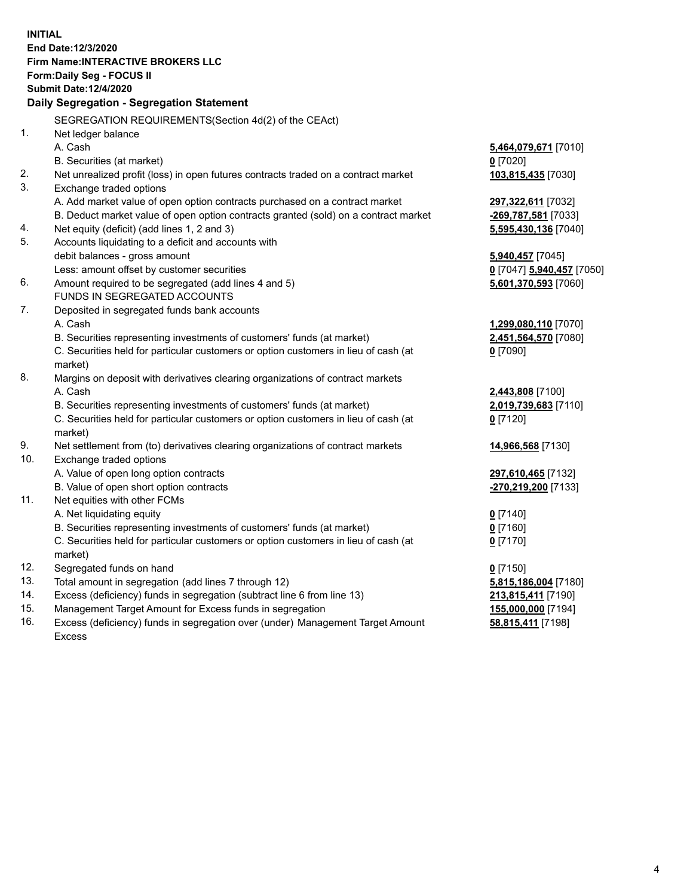**INITIAL**
**End Date:12/3/2020**
**Firm Name:INTERACTIVE BROKERS LLC**
**Form:Daily Seg - FOCUS II**
**Submit Date:12/4/2020**
**Daily Segregation - Segregation Statement**

| | | |
|---|---|---|
| | SEGREGATION REQUIREMENTS(Section 4d(2) of the CEAct) | |
| 1. | Net ledger balance | |
| | A. Cash | **5,464,079,671** [7010] |
| | B. Securities (at market) | **0** [7020] |
| 2. | Net unrealized profit (loss) in open futures contracts traded on a contract market | **103,815,435** [7030] |
| 3. | Exchange traded options | |
| | A. Add market value of open option contracts purchased on a contract market | **297,322,611** [7032] |
| | B. Deduct market value of open option contracts granted (sold) on a contract market | **-269,787,581** [7033] |
| 4. | Net equity (deficit) (add lines 1, 2 and 3) | **5,595,430,136** [7040] |
| 5. | Accounts liquidating to a deficit and accounts with | |
| | debit balances - gross amount | **5,940,457** [7045] |
| | Less: amount offset by customer securities | **0** [7047] **5,940,457** [7050] |
| 6. | Amount required to be segregated (add lines 4 and 5) | **5,601,370,593** [7060] |
| | FUNDS IN SEGREGATED ACCOUNTS | |
| 7. | Deposited in segregated funds bank accounts | |
| | A. Cash | **1,299,080,110** [7070] |
| | B. Securities representing investments of customers' funds (at market) | **2,451,564,570** [7080] |
| | C. Securities held for particular customers or option customers in lieu of cash (at market) | **0** [7090] |
| 8. | Margins on deposit with derivatives clearing organizations of contract markets | |
| | A. Cash | **2,443,808** [7100] |
| | B. Securities representing investments of customers' funds (at market) | **2,019,739,683** [7110] |
| | C. Securities held for particular customers or option customers in lieu of cash (at market) | **0** [7120] |
| 9. | Net settlement from (to) derivatives clearing organizations of contract markets | **14,966,568** [7130] |
| 10. | Exchange traded options | |
| | A. Value of open long option contracts | **297,610,465** [7132] |
| | B. Value of open short option contracts | **-270,219,200** [7133] |
| 11. | Net equities with other FCMs | |
| | A. Net liquidating equity | **0** [7140] |
| | B. Securities representing investments of customers' funds (at market) | **0** [7160] |
| | C. Securities held for particular customers or option customers in lieu of cash (at market) | **0** [7170] |
| 12. | Segregated funds on hand | **0** [7150] |
| 13. | Total amount in segregation (add lines 7 through 12) | **5,815,186,004** [7180] |
| 14. | Excess (deficiency) funds in segregation (subtract line 6 from line 13) | **213,815,411** [7190] |
| 15. | Management Target Amount for Excess funds in segregation | **155,000,000** [7194] |
| 16. | Excess (deficiency) funds in segregation over (under) Management Target Amount Excess | **58,815,411** [7198] |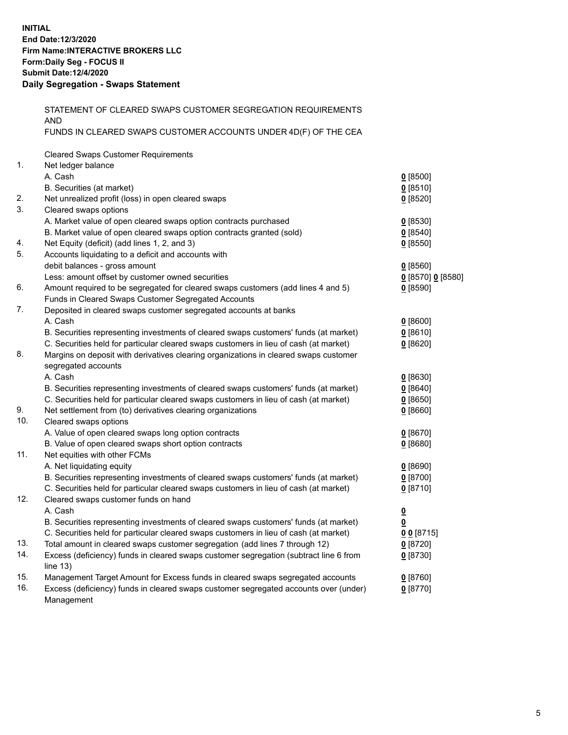**INITIAL**
**End Date:12/3/2020**
**Firm Name:INTERACTIVE BROKERS LLC**
**Form:Daily Seg - FOCUS II**
**Submit Date:12/4/2020**
**Daily Segregation - Swaps Statement**

STATEMENT OF CLEARED SWAPS CUSTOMER SEGREGATION REQUIREMENTS AND FUNDS IN CLEARED SWAPS CUSTOMER ACCOUNTS UNDER 4D(F) OF THE CEA

| | | |
|---|---|---|
| | Cleared Swaps Customer Requirements | |
| 1. | Net ledger balance | |
| | A. Cash | 0 [8500] |
| | B. Securities (at market) | 0 [8510] |
| 2. | Net unrealized profit (loss) in open cleared swaps | 0 [8520] |
| 3. | Cleared swaps options | |
| | A. Market value of open cleared swaps option contracts purchased | 0 [8530] |
| | B. Market value of open cleared swaps option contracts granted (sold) | 0 [8540] |
| 4. | Net Equity (deficit) (add lines 1, 2, and 3) | 0 [8550] |
| 5. | Accounts liquidating to a deficit and accounts with debit balances - gross amount | 0 [8560] |
| | Less: amount offset by customer owned securities | 0 [8570] 0 [8580] |
| 6. | Amount required to be segregated for cleared swaps customers (add lines 4 and 5) | 0 [8590] |
| | Funds in Cleared Swaps Customer Segregated Accounts | |
| 7. | Deposited in cleared swaps customer segregated accounts at banks | |
| | A. Cash | 0 [8600] |
| | B. Securities representing investments of cleared swaps customers' funds (at market) | 0 [8610] |
| | C. Securities held for particular cleared swaps customers in lieu of cash (at market) | 0 [8620] |
| 8. | Margins on deposit with derivatives clearing organizations in cleared swaps customer segregated accounts | |
| | A. Cash | 0 [8630] |
| | B. Securities representing investments of cleared swaps customers' funds (at market) | 0 [8640] |
| | C. Securities held for particular cleared swaps customers in lieu of cash (at market) | 0 [8650] |
| 9. | Net settlement from (to) derivatives clearing organizations | 0 [8660] |
| 10. | Cleared swaps options | |
| | A. Value of open cleared swaps long option contracts | 0 [8670] |
| | B. Value of open cleared swaps short option contracts | 0 [8680] |
| 11. | Net equities with other FCMs | |
| | A. Net liquidating equity | 0 [8690] |
| | B. Securities representing investments of cleared swaps customers' funds (at market) | 0 [8700] |
| | C. Securities held for particular cleared swaps customers in lieu of cash (at market) | 0 [8710] |
| 12. | Cleared swaps customer funds on hand | |
| | A. Cash | 0 |
| | B. Securities representing investments of cleared swaps customers' funds (at market) | 0 |
| | C. Securities held for particular cleared swaps customers in lieu of cash (at market) | 0 0 [8715] |
| 13. | Total amount in cleared swaps customer segregation (add lines 7 through 12) | 0 [8720] |
| 14. | Excess (deficiency) funds in cleared swaps customer segregation (subtract line 6 from line 13) | 0 [8730] |
| 15. | Management Target Amount for Excess funds in cleared swaps segregated accounts | 0 [8760] |
| 16. | Excess (deficiency) funds in cleared swaps customer segregated accounts over (under) Management | 0 [8770] |